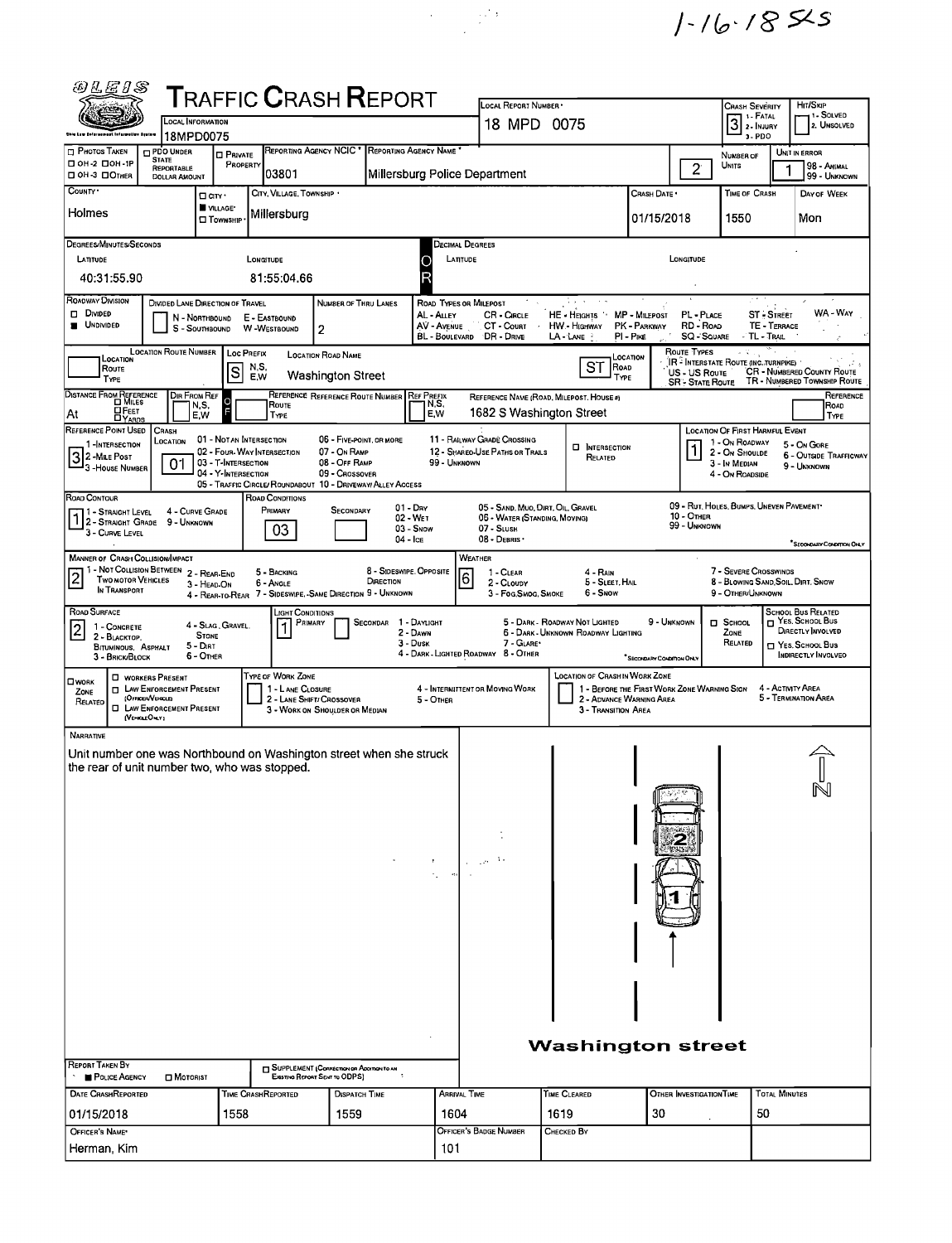1-16-18 SKS

# TRAFFIC CRASH REPORT

| Field | Value |
|---|---|
| Local Information | 18MPD0075 |
| Local Report Number | 18 MPD 0075 |
| Crash Severity | 3 (1 - Fatal, 2 - Injury, 3 - PDO) |
| Hit/Skip | 1 - Solved, 2. Unsolved |
| Reporting Agency NCIC | 03801 |
| Reporting Agency Name | Millersburg Police Department |
| Number of Units | 2 |
| Unit in Error | 1 (98 - Animal, 99 - Unknown) |
| County | Holmes |
| City, Village, Township | Village: Millersburg |
| Crash Date | 01/15/2018 |
| Time of Crash | 1550 |
| Day of Week | Mon |

**Degrees/Minutes/Seconds**

| Latitude | Longitude |
|---|---|
| 40:31:55.90 | 81:55:04.66 |

**Roadway Division:** Undivided

**Number of Thru Lanes:** 2

**Location:** S Washington Street, ST

**Distance From Reference:** At (Feet)

**Reference Name:** 1682 S Washington Street

**Reference Point Used:** 3 - House Number

**Crash Location:** 01 - Not an Intersection

**Location of First Harmful Event:** 1 - On Roadway

**Road Contour:** 1 - Straight Level

**Road Conditions (Primary):** 03

**Manner of Crash Collision/Impact:** 2 - Rear-End

**Weather:** 6 - Snow

**Road Surface:** 2 - Blacktop, Bituminous, Asphalt

**Light Conditions (Primary):** 1 - Daylight

## Narrative

Unit number one was Northbound on Washington street when she struck the rear of unit number two, who was stopped.

Washington street

N

| Report Taken By | |
|---|---|
| Police Agency | ■ |
| Motorist | □ |

| Date Crash Reported | Time Crash Reported | Dispatch Time | Arrival Time | Time Cleared | Other Investigation Time | Total Minutes |
|---|---|---|---|---|---|---|
| 01/15/2018 | 1558 | 1559 | 1604 | 1619 | 30 | 50 |

| Officer's Name | Officer's Badge Number | Checked By |
|---|---|---|
| Herman, Kim | 101 | |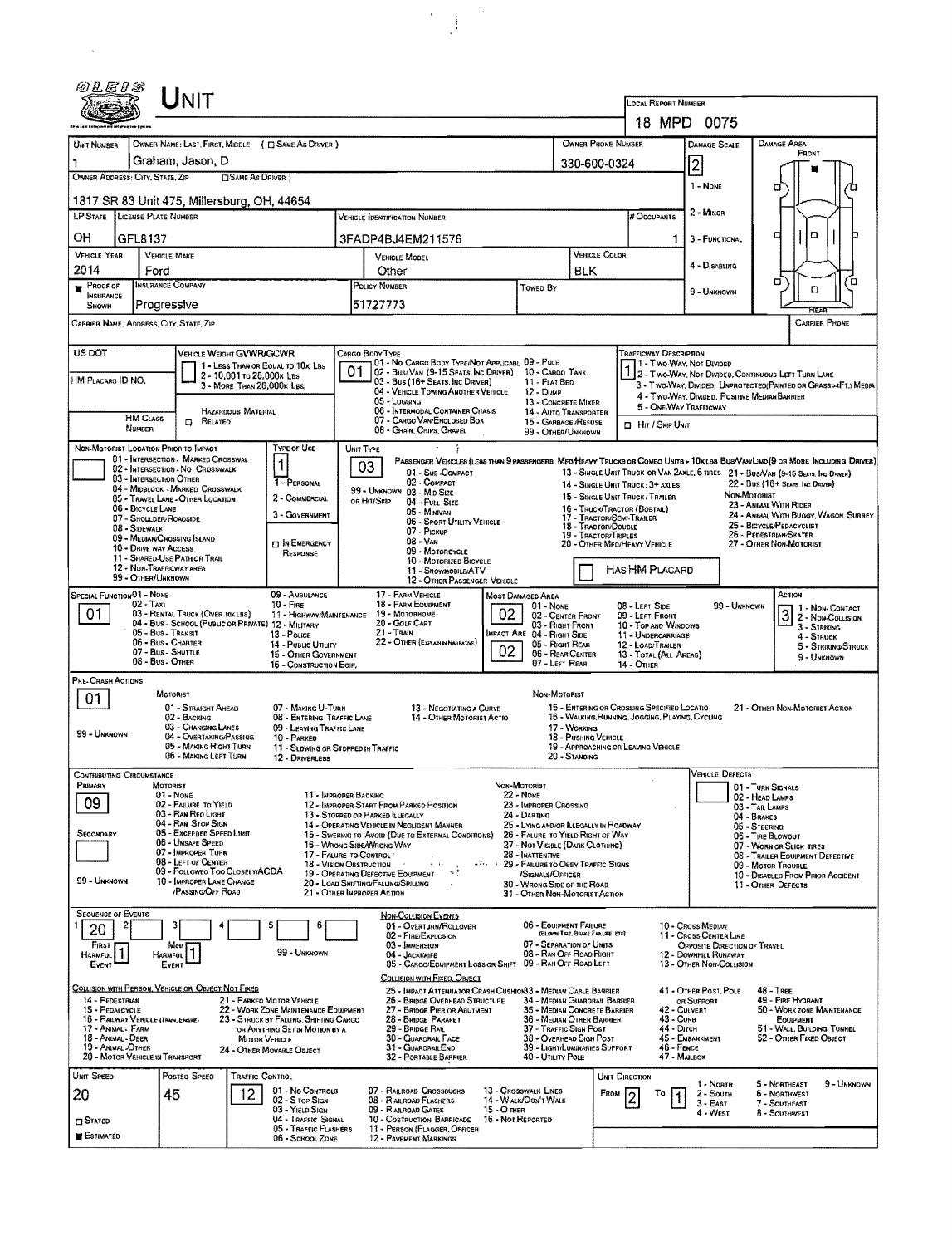# UNIT

**Local Report Number:** 18 MPD 0075

| Unit Number | Owner Name: Last, First, Middle (☐ Same As Driver) | Owner Phone Number | Damage Scale | Damage Area |
|---|---|---|---|---|
| 1 | Graham, Jason, D | 330-600-0324 | 2 | Front |

**Owner Address: City, State, Zip** (☐ Same As Driver): 1817 SR 83 Unit 475, Millersburg, OH, 44654

| LP State | License Plate Number | Vehicle Identification Number | # Occupants |
|---|---|---|---|
| OH | GFL8137 | 3FADP4BJ4EM211576 | 1 |

| Vehicle Year | Vehicle Make | Vehicle Model | Vehicle Color |
|---|---|---|---|
| 2014 | Ford | Other | BLK |

| Proof of Insurance Shown | Insurance Company | Policy Number | Towed By |
|---|---|---|---|
| ■ | Progressive | 51727773 | |

Damage Scale: 1 - None; 2 - Minor; 3 - Functional; 4 - Disabling; 9 - Unknown

Carrier Name, Address, City, State, Zip | Carrier Phone

US DOT | HM Placard ID No. | HM Class Number | ☐ Related | Hazardous Material

Vehicle Weight GVWR/GCWR: 1 - Less Than or Equal to 10k Lbs; 2 - 10,001 to 26,000k Lbs; 3 - More Than 26,000k Lbs.

Cargo Body Type: **01** — 01 - No Cargo Body Type/Not Applicabl; 02 - Bus/Van (9-15 Seats, Inc Driver); 03 - Bus (16+ Seats, Inc Driver); 04 - Vehicle Towing Another Vehicle; 05 - Logging; 06 - Intermodal Container Chasis; 07 - Cargo Van/Enclosed Box; 08 - Grain, Chips, Gravel; 09 - Pole; 10 - Cargo Tank; 11 - Flat Bed; 12 - Dump; 13 - Concrete Mixer; 14 - Auto Transporter; 15 - Garbage/Refuse; 99 - Other/Unknown

Trafficway Description: **1** — 1 - Two-Way, Not Divided; 2 - Two-Way, Not Divided, Continuous Left Turn Lane; 3 - Two-Way, Divided, Unprotected (Painted or Grass >4Ft.) Media; 4 - Two-Way, Divided, Positive Median Barrier; 5 - One-Way Trafficway; ☐ Hit / Skip Unit

Non-Motorist Location Prior to Impact: 01 - Intersection - Marked Crosswalk; 02 - Intersection - No Crosswalk; 03 - Intersection Other; 04 - Midblock - Marked Crosswalk; 05 - Travel Lane - Other Location; 06 - Bicycle Lane; 07 - Shoulder/Roadside; 08 - Sidewalk; 09 - Median/Crossing Island; 10 - Drive Way Access; 11 - Shared-Use Path or Trail; 12 - Non-Trafficway Area; 99 - Other/Unknown

Type of Use: **1** — 1 - Personal; 2 - Commercial; 3 - Government; ☐ In Emergency Response

Unit Type: **03** — Passenger Vehicles (Less than 9 passengers): 01 - Sub-Compact; 02 - Compact; 99 - Unknown 03 - Mid Size; or Hit/Skip 04 - Full Size; 05 - Minivan; 06 - Sport Utility Vehicle; 07 - Pickup; 08 - Van; 09 - Motorcycle; 10 - Motorized Bicycle; 11 - Snowmobile/ATV; 12 - Other Passenger Vehicle. Med/Heavy Trucks or Combo Units > 10k Lbs: 13 - Single Unit Truck or Van 2Axle, 6 Tires; 14 - Single Unit Truck: 3+ Axles; 15 - Single Unit Truck/Trailer; 16 - Truck/Tractor (Bobtail); 17 - Tractor/Semi-Trailer; 18 - Tractor/Double; 19 - Tractor/Triples; 20 - Other Med/Heavy Vehicle. Bus/Van/Limo (9 or More Including Driver): 21 - Bus/Van (9-15 Seats, Inc Driver); 22 - Bus (16+ Seats, Inc Driver). Non-Motorist: 23 - Animal With Rider; 24 - Animal With Buggy, Wagon, Surrey; 25 - Bicycle/Pedacyclist; 26 - Pedestrian/Skater; 27 - Other Non-Motorist. ☐ Has HM Placard

Special Function: **01** — 01 - None; 02 - Taxi; 03 - Rental Truck (Over 10K Lbs); 04 - Bus - School (Public or Private); 05 - Bus - Transit; 06 - Bus - Charter; 07 - Bus - Shuttle; 08 - Bus - Other; 09 - Ambulance; 10 - Fire; 11 - Highway/Maintenance; 12 - Military; 13 - Police; 14 - Public Utility; 15 - Other Government; 16 - Construction Eqip.; 17 - Farm Vehicle; 18 - Farm Equipment; 19 - Motorhome; 20 - Golf Cart; 21 - Train; 22 - Other (Explain in Narrative)

Most Damaged Area: **02**; Impact Area: **02** — 01 - None; 02 - Center Front; 03 - Right Front; 04 - Right Side; 05 - Right Rear; 06 - Rear Center; 07 - Left Rear; 08 - Left Side; 09 - Left Front; 10 - Top and Windows; 11 - Undercarriage; 12 - Load/Trailer; 13 - Total (All Areas); 14 - Other; 99 - Unknown

Action: **3** — 1 - Non-Contact; 2 - Non-Collision; 3 - Striking; 4 - Struck; 5 - Striking/Struck; 9 - Unknown

Pre-Crash Actions: **01** — Motorist: 01 - Straight Ahead; 02 - Backing; 03 - Changing Lanes; 04 - Overtaking/Passing; 05 - Making Right Turn; 06 - Making Left Turn; 07 - Making U-Turn; 08 - Entering Traffic Lane; 09 - Leaving Traffic Lane; 10 - Parked; 11 - Slowing or Stopped in Traffic; 12 - Driverless; 13 - Negotiating a Curve; 14 - Other Motorist Actio; 99 - Unknown. Non-Motorist: 15 - Entering or Crossing Specified Locatio; 16 - Walking, Running, Jogging, Playing, Cycling; 17 - Working; 18 - Pushing Vehicle; 19 - Approaching or Leaving Vehicle; 20 - Standing; 21 - Other Non-Motorist Action

Contributing Circumstance: Primary **09**; Secondary (blank) — Motorist: 01 - None; 02 - Failure to Yield; 03 - Ran Red Light; 04 - Ran Stop Sign; 05 - Exceeded Speed Limit; 06 - Unsafe Speed; 07 - Improper Turn; 08 - Left of Center; 09 - Followed Too Closely/ACDA; 10 - Improper Lane Change/Passing/Off Road; 11 - Improper Backing; 12 - Improper Start From Parked Position; 13 - Stopped or Parked Illegally; 14 - Operating Vehicle in Negligent Manner; 15 - Swering to Avoid (Due to External Conditions); 16 - Wrong Side/Wrong Way; 17 - Falure to Control; 18 - Vision Obstruction; 19 - Operating Defective Equipment; 20 - Load Shifting/Falling/Spilling; 21 - Other Improper Action; 99 - Unknown. Non-Motorist: 22 - None; 23 - Improper Crossing; 24 - Darting; 25 - Lying and/or Illegally in Roadway; 26 - Falure to Yield Right of Way; 27 - Not Visible (Dark Clothing); 28 - Inattentive; 29 - Failure to Obey Traffic Signs/Signals/Officer; 30 - Wrong Side of the Road; 31 - Other Non-Motorist Action

Vehicle Defects: 01 - Turn Signals; 02 - Head Lamps; 03 - Tail Lamps; 04 - Brakes; 05 - Steering; 06 - Tire Blowout; 07 - Worn or Slick Tires; 08 - Trailer Equipment Defective; 09 - Motor Trouble; 10 - Disabled From Prior Accident; 11 - Other Defects

Sequence of Events: 1: **20**; 2–6: (blank). First Harmful Event: **1**; Most Harmful Event: **1**; 99 - Unknown

Non-Collision Events: 01 - Overturn/Rollover; 02 - Fire/Explosion; 03 - Immersion; 04 - Jackknife; 05 - Cargo/Equipment Loss or Shift; 06 - Equipment Failure (Blown Tire, Brake Failure, etc); 07 - Separation of Units; 08 - Ran Off Road Right; 09 - Ran Off Road Left; 10 - Cross Median; 11 - Cross Center Line Opposite Direction of Travel; 12 - Downhill Runaway; 13 - Other Non-Collision

Collision with Person, Vehicle or Object Not Fixed: 14 - Pedestrian; 15 - Pedalcycle; 16 - Railway Vehicle (Train, Engine); 17 - Animal - Farm; 18 - Animal - Deer; 19 - Animal - Other; 20 - Motor Vehicle in Transport; 21 - Parked Motor Vehicle; 22 - Work Zone Maintenance Equipment; 23 - Struck by Falling, Shifting Cargo or Anything Set in Motion by a Motor Vehicle; 24 - Other Movable Object

Collision with Fixed, Object: 25 - Impact Attenuator/Crash Cushion; 26 - Bridge Overhead Structure; 27 - Bridge Pier or Abutment; 28 - Bridge Parapet; 29 - Bridge Rail; 30 - Guardrail Face; 31 - Guardrail End; 32 - Portable Barrier; 33 - Median Cable Barrier; 34 - Median Guardrail Barrier; 35 - Median Concrete Barrier; 36 - Median Other Barrier; 37 - Traffic Sign Post; 38 - Overhead Sign Post; 39 - Light/Luminaries Support; 40 - Utility Pole; 41 - Other Post, Pole or Support; 42 - Culvert; 43 - Curb; 44 - Ditch; 45 - Embankment; 46 - Fence; 47 - Mailbox; 48 - Tree; 49 - Fire Hydrant; 50 - Work Zone Maintenance Equipment; 51 - Wall, Building, Tunnel; 52 - Other Fixed Object

| Unit Speed | Posted Speed | Traffic Control | Unit Direction |
|---|---|---|---|
| 20 | 45 | 12 | From 2 To 1 |

☐ Stated ■ Estimated

Traffic Control: 01 - No Controls; 02 - Stop Sign; 03 - Yield Sign; 04 - Traffic Signal; 05 - Traffic Flashers; 06 - School Zone; 07 - Railroad Crossbucks; 08 - Railroad Flashers; 09 - Railroad Gates; 10 - Costruction Barricade; 11 - Person (Flagger, Officer); 12 - Pavement Markings; 13 - Crosswalk Lines; 14 - Walk/Don't Walk; 15 - Other; 16 - Not Reported

Unit Direction: 1 - North; 2 - South; 3 - East; 4 - West; 5 - Northeast; 6 - Northwest; 7 - Southeast; 8 - Southwest; 9 - Unknown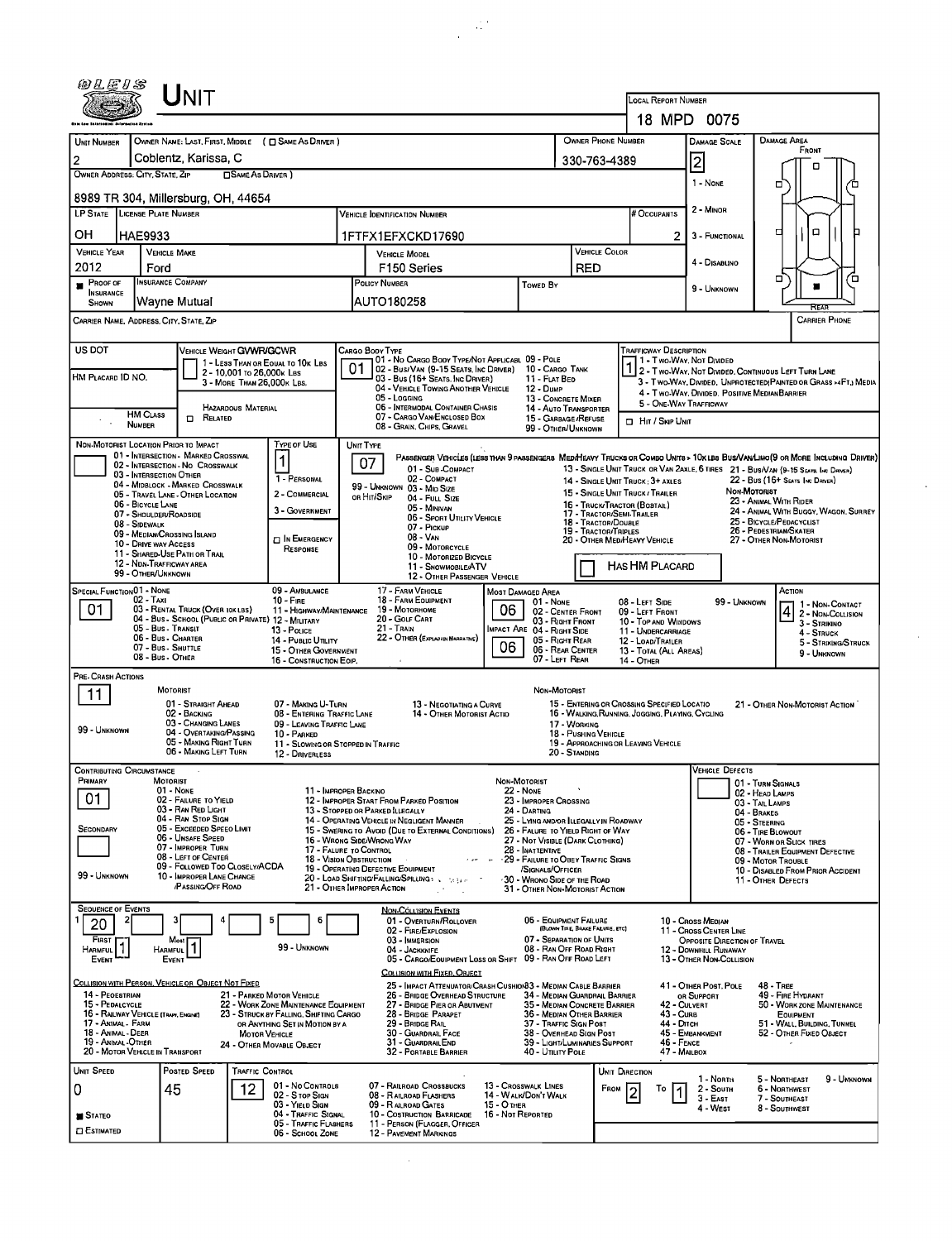# UNIT

**LOCAL REPORT NUMBER:** 18 MPD 0075

| UNIT NUMBER | OWNER NAME: LAST, FIRST, MIDDLE ( ☐ SAME AS DRIVER ) | OWNER PHONE NUMBER | DAMAGE SCALE | DAMAGE AREA |
|---|---|---|---|---|
| 2 | Coblentz, Karissa, C | 330-763-4389 | 2 | FRONT |

**OWNER ADDRESS: CITY, STATE, ZIP** ☐ SAME AS DRIVER )

8989 TR 304, Millersburg, OH, 44654

DAMAGE SCALE: 1 - NONE; 2 - MINOR; 3 - FUNCTIONAL; 4 - DISABLING; 9 - UNKNOWN

| LP STATE | LICENSE PLATE NUMBER | VEHICLE IDENTIFICATION NUMBER | # OCCUPANTS |
|---|---|---|---|
| OH | HAE9933 | 1FTFX1EFXCKD17690 | 2 |

| VEHICLE YEAR | VEHICLE MAKE | VEHICLE MODEL | VEHICLE COLOR |
|---|---|---|---|
| 2012 | Ford | F150 Series | RED |

| PROOF OF INSURANCE SHOWN | INSURANCE COMPANY | POLICY NUMBER | TOWED BY |
|---|---|---|---|
| ■ | Wayne Mutual | AUTO180258 | |

CARRIER NAME, ADDRESS, CITY, STATE, ZIP — CARRIER PHONE

US DOT — VEHICLE WEIGHT GVWR/GCWR: 1 - LESS THAN OR EQUAL TO 10K LBS; 2 - 10,001 TO 26,000K LBS; 3 - MORE THAN 26,000K LBS.

HM PLACARD ID NO. — HM CLASS NUMBER — ☐ HAZARDOUS MATERIAL RELATED

CARGO BODY TYPE: **01** — 01 - NO CARGO BODY TYPE/NOT APPLICABLE; 02 - BUS/VAN (9-15 SEATS, INC DRIVER); 03 - BUS (16+ SEATS, INC DRIVER); 04 - VEHICLE TOWING ANOTHER VEHICLE; 05 - LOGGING; 06 - INTERMODAL CONTAINER CHASIS; 07 - CARGO VAN/ENCLOSED BOX; 08 - GRAIN, CHIPS, GRAVEL; 09 - POLE; 10 - CARGO TANK; 11 - FLAT BED; 12 - DUMP; 13 - CONCRETE MIXER; 14 - AUTO TRANSPORTER; 15 - GARBAGE/REFUSE; 99 - OTHER/UNKNOWN

TRAFFICWAY DESCRIPTION: **1** — 1 - TWO-WAY, NOT DIVIDED; 2 - TWO-WAY, NOT DIVIDED, CONTINUOUS LEFT TURN LANE; 3 - TWO-WAY, DIVIDED, UNPROTECTED(PAINTED OR GRASS >4FT.) MEDIA; 4 - TWO-WAY, DIVIDED, POSITIVE MEDIAN BARRIER; 5 - ONE-WAY TRAFFICWAY; ☐ HIT / SKIP UNIT

NON-MOTORIST LOCATION PRIOR TO IMPACT: 01 - INTERSECTION - MARKED CROSSWAL; 02 - INTERSECTION - NO CROSSWALK; 03 - INTERSECTION OTHER; 04 - MIDBLOCK - MARKED CROSSWALK; 05 - TRAVEL LANE - OTHER LOCATION; 06 - BICYCLE LANE; 07 - SHOULDER/ROADSIDE; 08 - SIDEWALK; 09 - MEDIAN/CROSSING ISLAND; 10 - DRIVE WAY ACCESS; 11 - SHARED-USE PATH OR TRAIL; 12 - NON-TRAFFICWAY AREA; 99 - OTHER/UNKNOWN

TYPE OF USE: **1** — 1 - PERSONAL; 2 - COMMERCIAL; 3 - GOVERNMENT; ☐ IN EMERGENCY RESPONSE

UNIT TYPE: **07** — PASSENGER VEHICLES (LESS THAN 9 PASSENGERS): 01 - SUB-COMPACT; 02 - COMPACT; 99 - UNKNOWN 03 - MID SIZE OR HIT/SKIP; 04 - FULL SIZE; 05 - MINIVAN; 06 - SPORT UTILITY VEHICLE; 07 - PICKUP; 08 - VAN; 09 - MOTORCYCLE; 10 - MOTORIZED BICYCLE; 11 - SNOWMOBILE/ATV; 12 - OTHER PASSENGER VEHICLE. MED/HEAVY TRUCKS OR COMBO UNITS > 10K LBS BUS/VAN/LIMO (9 OR MORE INCLUDING DRIVER): 13 - SINGLE UNIT TRUCK OR VAN 2AXLE, 6 TIRES; 14 - SINGLE UNIT TRUCK: 3+ AXLES; 15 - SINGLE UNIT TRUCK / TRAILER; 16 - TRUCK/TRACTOR (BOBTAIL); 17 - TRACTOR/SEMI-TRAILER; 18 - TRACTOR/DOUBLE; 19 - TRACTOR/TRIPLES; 20 - OTHER MED/HEAVY VEHICLE; 21 - BUS/VAN (9-15 SEATS, INC DRIVER); 22 - BUS (16+ SEATS, INC DRIVER). NON-MOTORIST: 23 - ANIMAL WITH RIDER; 24 - ANIMAL WITH BUGGY, WAGON, SURREY; 25 - BICYCLE/PEDACYCLIST; 26 - PEDESTRIAN/SKATER; 27 - OTHER NON-MOTORIST. ☐ HAS HM PLACARD

SPECIAL FUNCTION: **01** — 01 - NONE; 02 - TAXI; 03 - RENTAL TRUCK (OVER 10K LBS); 04 - BUS - SCHOOL (PUBLIC OR PRIVATE); 05 - BUS - TRANSIT; 06 - BUS - CHARTER; 07 - BUS - SHUTTLE; 08 - BUS - OTHER; 09 - AMBULANCE; 10 - FIRE; 11 - HIGHWAY/MAINTENANCE; 12 - MILITARY; 13 - POLICE; 14 - PUBLIC UTILITY; 15 - OTHER GOVERNMENT; 16 - CONSTRUCTION EQIP.; 17 - FARM VEHICLE; 18 - FARM EQUIPMENT; 19 - MOTORHOME; 20 - GOLF CART; 21 - TRAIN; 22 - OTHER (EXPLAIN IN NARRATIVE)

MOST DAMAGED AREA: **06**; IMPACT ARE: **06** — 01 - NONE; 02 - CENTER FRONT; 03 - RIGHT FRONT; 04 - RIGHT SIDE; 05 - RIGHT REAR; 06 - REAR CENTER; 07 - LEFT REAR; 08 - LEFT SIDE; 09 - LEFT FRONT; 10 - TOP AND WINDOWS; 11 - UNDERCARRIAGE; 12 - LOAD/TRAILER; 13 - TOTAL (ALL AREAS); 14 - OTHER; 99 - UNKNOWN

ACTION: **4** — 1 - NON-CONTACT; 2 - NON-COLLISION; 3 - STRIKING; 4 - STRUCK; 5 - STRIKING/STRUCK; 9 - UNKNOWN

PRE-CRASH ACTIONS: **11** — MOTORIST: 01 - STRAIGHT AHEAD; 02 - BACKING; 03 - CHANGING LANES; 04 - OVERTAKING/PASSING; 05 - MAKING RIGHT TURN; 06 - MAKING LEFT TURN; 07 - MAKING U-TURN; 08 - ENTERING TRAFFIC LANE; 09 - LEAVING TRAFFIC LANE; 10 - PARKED; 11 - SLOWING OR STOPPED IN TRAFFIC; 12 - DRIVERLESS; 13 - NEGOTIATING A CURVE; 14 - OTHER MOTORIST ACTIO. 99 - UNKNOWN. NON-MOTORIST: 15 - ENTERING OR CROSSING SPECIFIED LOCATIO; 16 - WALKING, RUNNING, JOGGING, PLAYING, CYCLING; 17 - WORKING; 18 - PUSHING VEHICLE; 19 - APPROACHING OR LEAVING VEHICLE; 20 - STANDING; 21 - OTHER NON-MOTORIST ACTION

CONTRIBUTING CIRCUMSTANCE: PRIMARY **01**; SECONDARY (blank) — MOTORIST: 01 - NONE; 02 - FAILURE TO YIELD; 03 - RAN RED LIGHT; 04 - RAN STOP SIGN; 05 - EXCEEDED SPEED LIMIT; 06 - UNSAFE SPEED; 07 - IMPROPER TURN; 08 - LEFT OF CENTER; 09 - FOLLOWED TOO CLOSELY/ACDA; 10 - IMPROPER LANE CHANGE /PASSING/OFF ROAD; 11 - IMPROPER BACKING; 12 - IMPROPER START FROM PARKED POSITION; 13 - STOPPED OR PARKED ILLEGALLY; 14 - OPERATING VEHICLE IN NEGLIGENT MANNER; 15 - SWERING TO AVOID (DUE TO EXTERNAL CONDITIONS); 16 - WRONG SIDE/WRONG WAY; 17 - FALURE TO CONTROL; 18 - VISION OBSTRUCTION; 19 - OPERATING DEFECTIVE EQUIPMENT; 20 - LOAD SHIFTING/FALLING/SPILLING; 21 - OTHER IMPROPER ACTION. 99 - UNKNOWN. NON-MOTORIST: 22 - NONE; 23 - IMPROPER CROSSING; 24 - DARTING; 25 - LYING AND/OR ILLEGALLY IN ROADWAY; 26 - FALURE TO YIELD RIGHT OF WAY; 27 - NOT VISIBLE (DARK CLOTHING); 28 - INATTENTIVE; 29 - FAILURE TO OBEY TRAFFIC SIGNS /SIGNALS/OFFICER; 30 - WRONG SIDE OF THE ROAD; 31 - OTHER NON-MOTORIST ACTION

VEHICLE DEFECTS: 01 - TURN SIGNALS; 02 - HEAD LAMPS; 03 - TAIL LAMPS; 04 - BRAKES; 05 - STEERING; 06 - TIRE BLOWOUT; 07 - WORN OR SLICK TIRES; 08 - TRAILER EQUIPMENT DEFECTIVE; 09 - MOTOR TROUBLE; 10 - DISABLED FROM PRIOR ACCIDENT; 11 - OTHER DEFECTS

SEQUENCE OF EVENTS: 1: **20**; FIRST HARMFUL EVENT: **1**; MOST HARMFUL EVENT: **1**; 99 - UNKNOWN

NON-COLLISION EVENTS: 01 - OVERTURN/ROLLOVER; 02 - FIRE/EXPLOSION; 03 - IMMERSION; 04 - JACKKNIFE; 05 - CARGO/EQUIPMENT LOSS OR SHIFT; 06 - EQUIPMENT FAILURE (BLOWN TIRE, BRAKE FAILURE, ETC); 07 - SEPARATION OF UNITS; 08 - RAN OFF ROAD RIGHT; 09 - RAN OFF ROAD LEFT; 10 - CROSS MEDIAN; 11 - CROSS CENTER LINE OPPOSITE DIRECTION OF TRAVEL; 12 - DOWNHILL RUNAWAY; 13 - OTHER NON-COLLISION

COLLISION WITH PERSON, VEHICLE OR OBJECT NOT FIXED: 14 - PEDESTRIAN; 15 - PEDALCYCLE; 16 - RAILWAY VEHICLE (TRAIN, ENGINE); 17 - ANIMAL - FARM; 18 - ANIMAL - DEER; 19 - ANIMAL - OTHER; 20 - MOTOR VEHICLE IN TRANSPORT; 21 - PARKED MOTOR VEHICLE; 22 - WORK ZONE MAINTENANCE EQUIPMENT; 23 - STRUCK BY FALLING, SHIFTING CARGO OR ANYTHING SET IN MOTION BY A MOTOR VEHICLE; 24 - OTHER MOVABLE OBJECT

COLLISION WITH FIXED, OBJECT: 25 - IMPACT ATTENUATOR/CRASH CUSHION; 26 - BRIDGE OVERHEAD STRUCTURE; 27 - BRIDGE PIER OR ABUTMENT; 28 - BRIDGE PARAPET; 29 - BRIDGE RAIL; 30 - GUARDRAIL FACE; 31 - GUARDRAIL END; 32 - PORTABLE BARRIER; 33 - MEDIAN CABLE BARRIER; 34 - MEDIAN GUARDRAIL BARRIER; 35 - MEDIAN CONCRETE BARRIER; 36 - MEDIAN OTHER BARRIER; 37 - TRAFFIC SIGN POST; 38 - OVERHEAD SIGN POST; 39 - LIGHT/LUMINARIES SUPPORT; 40 - UTILITY POLE; 41 - OTHER POST, POLE OR SUPPORT; 42 - CULVERT; 43 - CURB; 44 - DITCH; 45 - EMBANKMENT; 46 - FENCE; 47 - MAILBOX; 48 - TREE; 49 - FIRE HYDRANT; 50 - WORK ZONE MAINTENANCE EQUIPMENT; 51 - WALL, BUILDING, TUNNEL; 52 - OTHER FIXED OBJECT

| UNIT SPEED | POSTED SPEED | TRAFFIC CONTROL | UNIT DIRECTION |
|---|---|---|---|
| 0 | 45 | 12 | FROM 2 TO 1 |

■ STATED ☐ ESTIMATED

TRAFFIC CONTROL: 01 - NO CONTROLS; 02 - STOP SIGN; 03 - YIELD SIGN; 04 - TRAFFIC SIGNAL; 05 - TRAFFIC FLASHERS; 06 - SCHOOL ZONE; 07 - RAILROAD CROSSBUCKS; 08 - RAILROAD FLASHERS; 09 - RAILROAD GATES; 10 - COSTRUCTION BARRICADE; 11 - PERSON (FLAGGER, OFFICER); 12 - PAVEMENT MARKINGS; 13 - CROSSWALK LINES; 14 - WALK/DON'T WALK; 15 - OTHER; 16 - NOT REPORTED

UNIT DIRECTION: 1 - NORTH; 2 - SOUTH; 3 - EAST; 4 - WEST; 5 - NORTHEAST; 6 - NORTHWEST; 7 - SOUTHEAST; 8 - SOUTHWEST; 9 - UNKNOWN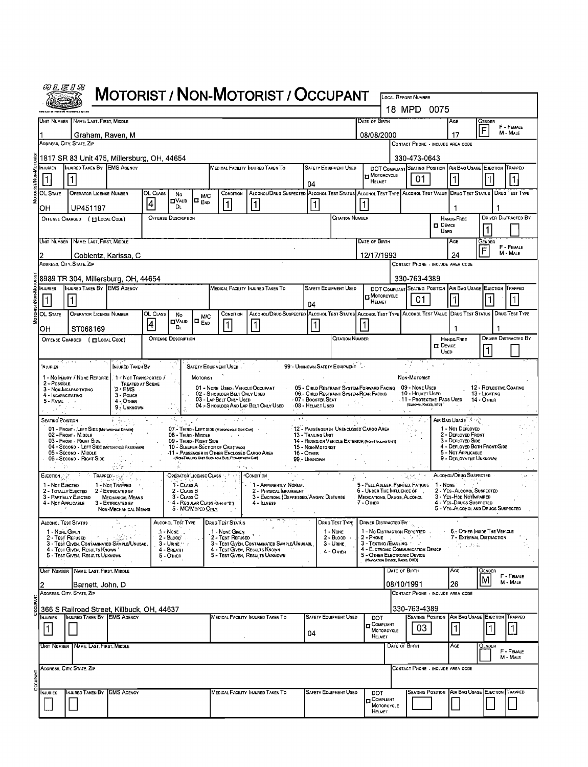# MOTORIST / NON-MOTORIST / OCCUPANT

OLEIS

Local Report Number: 18 MPD 0075

## Motorist/Non-Motorist

| Field | Value |
|---|---|
| Unit Number | 1 |
| Name: Last, First, Middle | Graham, Raven, M |
| Date of Birth | 08/08/2000 |
| Age | 17 |
| Gender (F - Female, M - Male) | F |
| Address, City, State, Zip | 1817 SR 83 Unit 475, Millersburg, OH, 44654 |
| Contact Phone - Include Area Code | 330-473-0643 |
| Injuries | 1 |
| Injured Taken By | 1 |
| EMS Agency | |
| Medical Facility Injured Taken To | |
| Safety Equipment Used | 04 |
| DOT Compliant Motorcycle Helmet | |
| Seating Position | 01 |
| Air Bag Usage | 1 |
| Ejection | 1 |
| Trapped | 1 |
| OL State | OH |
| Operator License Number | UP451197 |
| OL Class | 4 |
| No Valid DL | |
| M/C End | |
| Condition | 1 |
| Alcohol/Drug Suspected | 1 |
| Alcohol Test Status | 1 |
| Alcohol Test Type | 1 |
| Alcohol Test Value | |
| Drug Test Status | 1 |
| Drug Test Type | 1 |
| Offense Charged (Local Code) | |
| Offense Description | |
| Citation Number | |
| Hands-Free Device Used | |
| Driver Distracted By | 1 |

| Field | Value |
|---|---|
| Unit Number | 2 |
| Name: Last, First, Middle | Coblentz, Karissa, C |
| Date of Birth | 12/17/1993 |
| Age | 24 |
| Gender (F - Female, M - Male) | F |
| Address, City, State, Zip | 8989 TR 304, Millersburg, OH, 44654 |
| Contact Phone - Include Area Code | 330-763-4389 |
| Injuries | 1 |
| Injured Taken By | 1 |
| EMS Agency | |
| Medical Facility Injured Taken To | |
| Safety Equipment Used | 04 |
| DOT Compliant Motorcycle Helmet | |
| Seating Position | 01 |
| Air Bag Usage | 1 |
| Ejection | 1 |
| Trapped | 1 |
| OL State | OH |
| Operator License Number | ST068169 |
| OL Class | 4 |
| No Valid DL | |
| M/C End | |
| Condition | 1 |
| Alcohol/Drug Suspected | 1 |
| Alcohol Test Status | 1 |
| Alcohol Test Type | 1 |
| Alcohol Test Value | |
| Drug Test Status | 1 |
| Drug Test Type | 1 |
| Offense Charged (Local Code) | |
| Offense Description | |
| Citation Number | |
| Hands-Free Device Used | |
| Driver Distracted By | 1 |

## Codes

**Injuries:** 1 - No Injury / None Reported; 2 - Possible; 3 - Non-Incapacitating; 4 - Incapacitating; 5 - Fatal

**Injured Taken By:** 1 - Not Transported / Treated at Scene; 2 - EMS; 3 - Police; 4 - Other; 9 - Unknown

**Safety Equipment Used:** 99 - Unknown Safety Equipment
- Motorist: 01 - None Used - Vehicle Occupant; 02 - Shoulder Belt Only Used; 03 - Lap Belt Only Used; 04 - Shoulder and Lap Belt Only Used; 05 - Child Restraint System-Forward Facing; 06 - Child Restraint System-Rear Facing; 07 - Booster Seat; 08 - Helmet Used
- Non-Motorist: 09 - None Used; 10 - Helmet Used; 11 - Protective Pads Used (Elbows, Knees, Etc); 12 - Reflective Coating; 13 - Lighting; 14 - Other

**Seating Position:** 01 - Front - Left Side (Motorcycle Driver); 02 - Front - Middle; 03 - Front - Right Side; 04 - Second - Left Side (Motorcycle Passenger); 05 - Second - Middle; 06 - Second - Right Side; 07 - Third - Left Side (Motorcycle Side Car); 08 - Third - Middle; 09 - Third - Right Side; 10 - Sleeper Section of Cab (Truck); 11 - Passenger in Other Enclosed Cargo Area (Non-Trailing Unit Such as a Bus, Pickup with Cap); 12 - Passenger in Unenclosed Cargo Area; 13 - Trailing Unit; 14 - Riding on Vehicle Exterior (Non-Trailing Unit); 15 - Non-Motorist; 16 - Other; 99 - Unknown

**Air Bag Usage:** 1 - Not Deployed; 2 - Deployed Front; 3 - Deployed Side; 4 - Deployed Both Front/Side; 5 - Not Applicable; 9 - Deployment Unknown

**Ejection:** 1 - Not Ejected; 2 - Totally Ejected; 3 - Partially Ejected; 4 - Not Applicable

**Trapped:** 1 - Not Trapped; 2 - Extricated by Mechanical Means; 3 - Extricated by Non-Mechanical Means

**Operator License Class:** 1 - Class A; 2 - Class B; 3 - Class C; 4 - Regular Class (Ohio is "D"); 5 - M/C Moped Only

**Condition:** 1 - Apparently Normal; 2 - Physical Impairment; 3 - Emotional (Depressed, Angry, Disturbed); 4 - Illness; 5 - Fell Asleep, Fainted, Fatigue; 6 - Under the Influence of Medications, Drugs, Alcohol; 7 - Other

**Alcohol/Drug Suspected:** 1 - None; 2 - Yes - Alcohol Suspected; 3 - Yes - Hbd Not Impaired; 4 - Yes - Drugs Suspected; 5 - Yes - Alcohol and Drugs Suspected

**Alcohol Test Status:** 1 - None Given; 2 - Test Refused; 3 - Test Given, Contaminated Sample/Unusable; 4 - Test Given, Results Known; 5 - Test Given, Results Unknown

**Alcohol Test Type:** 1 - None; 2 - Blood; 3 - Urine; 4 - Breath; 5 - Other

**Drug Test Status:** 1 - None Given; 2 - Test Refused; 3 - Test Given, Contaminated Sample/Unusable; 4 - Test Given, Results Known; 5 - Test Given, Results Unknown

**Drug Test Type:** 1 - None; 2 - Blood; 3 - Urine; 4 - Other

**Driver Distracted By:** 1 - No Distraction Reported; 2 - Phone; 3 - Texting/Emailing; 4 - Electronic Communication Device; 5 - Other Electronic Device (Navigation Device, Radio, DVD); 6 - Other Inside the Vehicle; 7 - External Distraction

## Occupant

| Field | Value |
|---|---|
| Unit Number | 2 |
| Name: Last, First, Middle | Barnett, John, D |
| Date of Birth | 08/10/1991 |
| Age | 26 |
| Gender (F - Female, M - Male) | M |
| Address, City, State, Zip | 366 S Railroad Street, Killbuck, OH, 44637 |
| Contact Phone - Include Area Code | 330-763-4389 |
| Injuries | 1 |
| Injured Taken By | |
| EMS Agency | |
| Medical Facility Injured Taken To | |
| Safety Equipment Used | 04 |
| DOT Compliant Motorcycle Helmet | |
| Seating Position | 03 |
| Air Bag Usage | 1 |
| Ejection | 1 |
| Trapped | 1 |

| Field | Value |
|---|---|
| Unit Number | |
| Name: Last, First, Middle | |
| Date of Birth | |
| Age | |
| Gender (F - Female, M - Male) | |
| Address, City, State, Zip | |
| Contact Phone - Include Area Code | |
| Injuries | |
| Injured Taken By | |
| EMS Agency | |
| Medical Facility Injured Taken To | |
| Safety Equipment Used | |
| DOT Compliant Motorcycle Helmet | |
| Seating Position | |
| Air Bag Usage | |
| Ejection | |
| Trapped | |